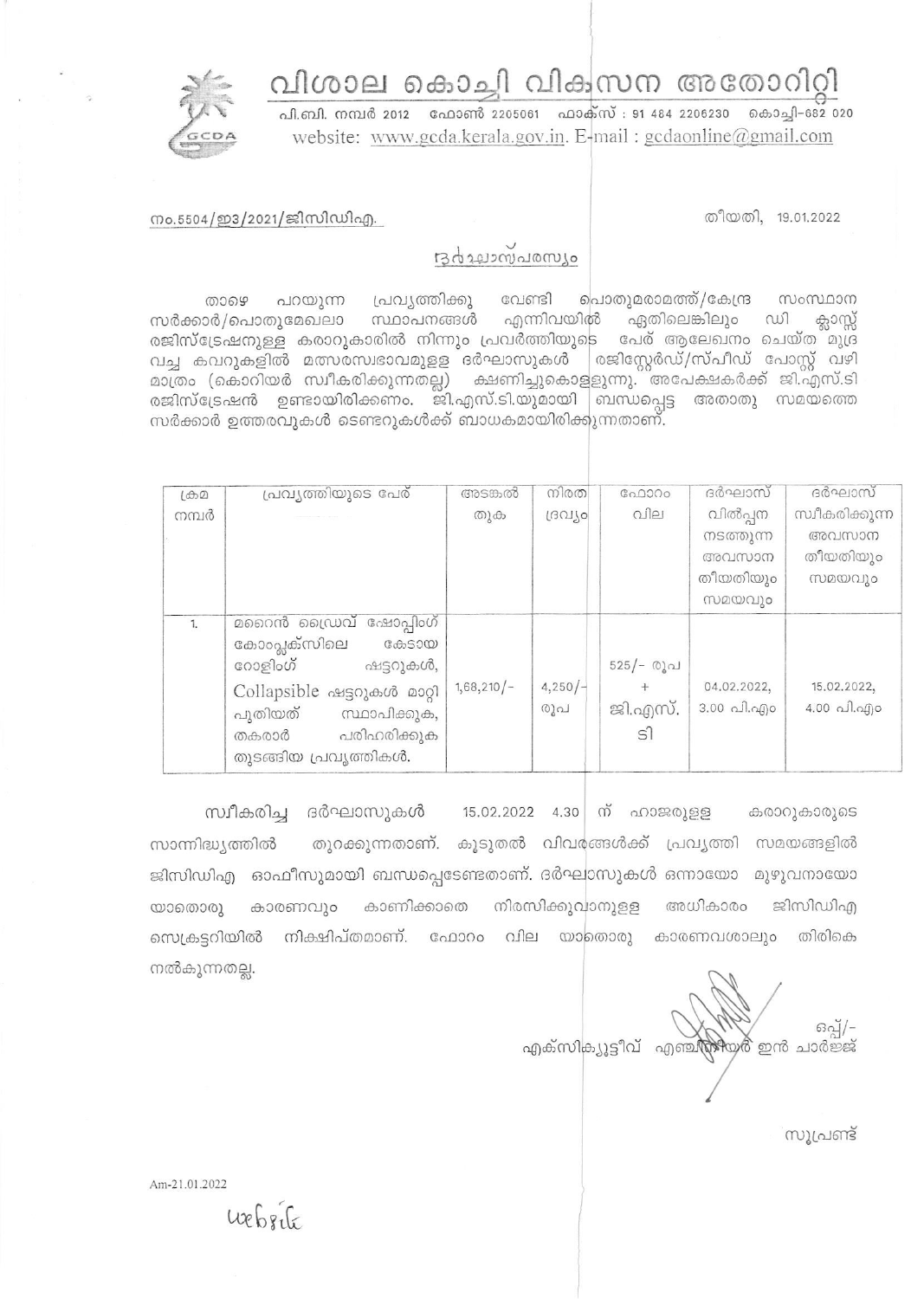# വിശാല കൊച്ചി വികസന അതോറിറ്റി

പി.ബി. നമ്പർ 2012 ഫോൺ 2205061 ഫാക്സ് : 91 484 2206230 കൊച്ചി-682 020
website: www.gcda.kerala.gov.in. E-mail : gcdaonline@gmail.com

നം.5504/ഇ3/2021/ജിസിഡിഎ. തീയതി, 19.01.2022

## ദർഘാസ്പരസ്യം

താഴെ പറയുന്ന പ്രവൃത്തിക്കു വേണ്ടി പൊതുമരാമത്ത്/കേന്ദ്ര സംസ്ഥാന സർക്കാർ/പൊതുമേഖലാ സ്ഥാപനങ്ങൾ എന്നിവയിൽ ഏതിലെങ്കിലും ഡി ക്ലാസ്സ് രജിസ്ട്രേഷനുള്ള കരാറുകാരിൽ നിന്നും പ്രവർത്തിയുടെ പേര് ആലേഖനം ചെയ്ത മുദ്ര വച്ച കവറുകളിൽ മത്സരസ്വഭാവമുള്ള ദർഘാസുകൾ രജിസ്റ്റേർഡ്/സ്പീഡ് പോസ്റ്റ് വഴി മാത്രം (കൊറിയർ സ്വീകരിക്കുന്നതല്ല) ക്ഷണിച്ചുകൊള്ളുന്നു. അപേക്ഷകർക്ക് ജി.എസ്.ടി രജിസ്ട്രേഷൻ ഉണ്ടായിരിക്കണം. ജി.എസ്.ടി.യുമായി ബന്ധപ്പെട്ട അതാതു സമയത്തെ സർക്കാർ ഉത്തരവുകൾ ടെണ്ടറുകൾക്ക് ബാധകമായിരിക്കുന്നതാണ്.

| ക്രമ നമ്പർ | പ്രവൃത്തിയുടെ പേര് | അടങ്കൽ തുക | നിരത ദ്രവ്യം | ഫോറം വില | ദർഘാസ് വിൽപ്പന നടത്തുന്ന അവസാന തീയതിയും സമയവും | ദർഘാസ് സ്വീകരിക്കുന്ന അവസാന തീയതിയും സമയവും |
|---|---|---|---|---|---|---|
| 1. | മറൈൻ ഡ്രൈവ് ഷോപ്പിംഗ് കോംപ്ലക്സിലെ കേടായ റോളിംഗ് ഷട്ടറുകൾ, Collapsible ഷട്ടറുകൾ മാറ്റി പുതിയത് സ്ഥാപിക്കുക, തകരാർ പരിഹരിക്കുക തുടങ്ങിയ പ്രവൃത്തികൾ. | 1,68,210/- | 4,250/- രൂപ | 525/- രൂപ + ജി.എസ്.ടി | 04.02.2022, 3.00 പി.എം | 15.02.2022, 4.00 പി.എം |

സ്വീകരിച്ച ദർഘാസുകൾ 15.02.2022 4.30 ന് ഹാജരുള്ള കരാറുകാരുടെ സാന്നിദ്ധ്യത്തിൽ തുറക്കുന്നതാണ്. കൂടുതൽ വിവരങ്ങൾക്ക് പ്രവൃത്തി സമയങ്ങളിൽ ജിസിഡിഎ ഓഫീസുമായി ബന്ധപ്പെടേണ്ടതാണ്. ദർഘാസുകൾ ഒന്നായോ മുഴുവനായോ യാതൊരു കാരണവും കാണിക്കാതെ നിരസിക്കുവാനുള്ള അധികാരം ജിസിഡിഎ സെക്രട്ടറിയിൽ നിക്ഷിപ്തമാണ്. ഫോറം വില യാതൊരു കാരണവശാലും തിരികെ നൽകുന്നതല്ല.

ഒപ്പ്/-
എക്സിക്യൂട്ടീവ് എഞ്ചിനീയർ ഇൻ ചാർജ്ജ്

സൂപ്രണ്ട്

Am-21.01.2022

website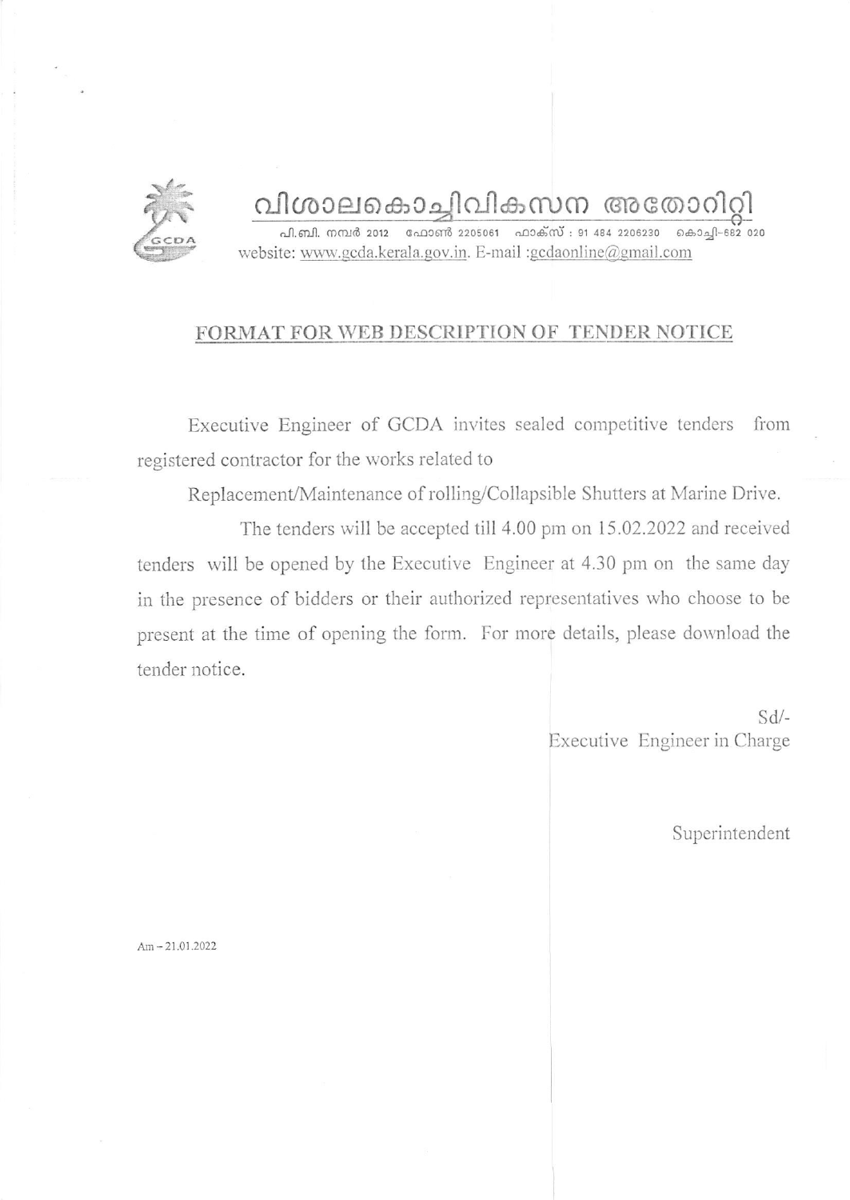വിശാലകൊച്ചിവികസന അതോറിറ്റി

പി.ബി. നമ്പർ 2012 ഫോൺ 2205061 ഫാക്സ് : 91 484 2206230 കൊച്ചി-682 020

website: www.gcda.kerala.gov.in. E-mail :gcdaonline@gmail.com

## FORMAT FOR WEB DESCRIPTION OF TENDER NOTICE

Executive Engineer of GCDA invites sealed competitive tenders from registered contractor for the works related to

Replacement/Maintenance of rolling/Collapsible Shutters at Marine Drive.

The tenders will be accepted till 4.00 pm on 15.02.2022 and received tenders will be opened by the Executive Engineer at 4.30 pm on the same day in the presence of bidders or their authorized representatives who choose to be present at the time of opening the form. For more details, please download the tender notice.

Sd/-
Executive Engineer in Charge

Superintendent

Am – 21.01.2022